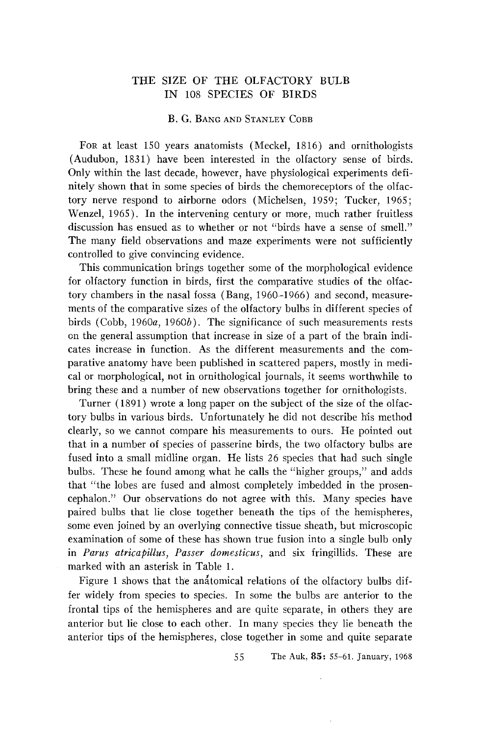# THE SIZE OF THE OLFACTORY BULB IN 108 SPECIES OF BIRDS

B. G. Bang and Stanley Cobb

For at least 150 years anatomists (Meckel, 1816) and ornithologists (Audubon, 1831) have been interested in the olfactory sense of birds. Only within the last decade, however, have physiological experiments definitely shown that in some species of birds the chemoreceptors of the olfactory nerve respond to airborne odors (Michelsen, 1959; Tucker, 1965; Wenzel, 1965). In the intervening century or more, much rather fruitless discussion has ensued as to whether or not "birds have a sense of smell." The many field observations and maze experiments were not sufficiently controlled to give convincing evidence.

This communication brings together some of the morphological evidence for olfactory function in birds, first the comparative studies of the olfactory chambers in the nasal fossa (Bang, 1960–1966) and second, measurements of the comparative sizes of the olfactory bulbs in different species of birds (Cobb, 1960*a*, 1960*b*). The significance of such measurements rests on the general assumption that increase in size of a part of the brain indicates increase in function. As the different measurements and the comparative anatomy have been published in scattered papers, mostly in medical or morphological, not in ornithological journals, it seems worthwhile to bring these and a number of new observations together for ornithologists.

Turner (1891) wrote a long paper on the subject of the size of the olfactory bulbs in various birds. Unfortunately he did not describe his method clearly, so we cannot compare his measurements to ours. He pointed out that in a number of species of passerine birds, the two olfactory bulbs are fused into a small midline organ. He lists 26 species that had such single bulbs. These he found among what he calls the "higher groups," and adds that "the lobes are fused and almost completely imbedded in the prosencephalon." Our observations do not agree with this. Many species have paired bulbs that lie close together beneath the tips of the hemispheres, some even joined by an overlying connective tissue sheath, but microscopic examination of some of these has shown true fusion into a single bulb only in *Parus atricapillus*, *Passer domesticus*, and six fringillids. These are marked with an asterisk in Table 1.

Figure 1 shows that the anatomical relations of the olfactory bulbs differ widely from species to species. In some the bulbs are anterior to the frontal tips of the hemispheres and are quite separate, in others they are anterior but lie close to each other. In many species they lie beneath the anterior tips of the hemispheres, close together in some and quite separate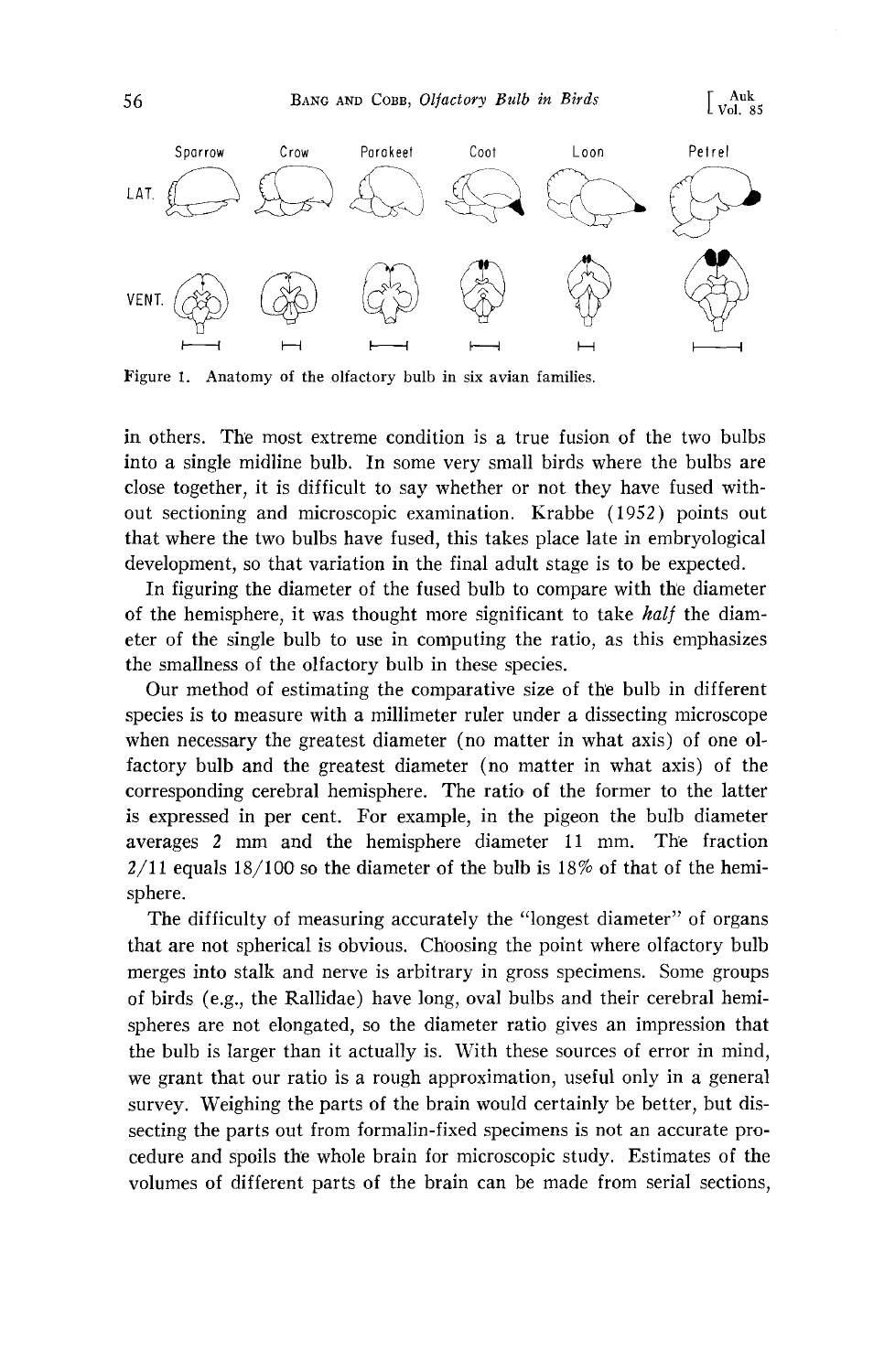Sparrow Crow Parakeet Coot Loon Petrel

LAT.

VENT.

Figure 1. Anatomy of the olfactory bulb in six avian families.

in others. The most extreme condition is a true fusion of the two bulbs into a single midline bulb. In some very small birds where the bulbs are close together, it is difficult to say whether or not they have fused without sectioning and microscopic examination. Krabbe (1952) points out that where the two bulbs have fused, this takes place late in embryological development, so that variation in the final adult stage is to be expected.

In figuring the diameter of the fused bulb to compare with the diameter of the hemisphere, it was thought more significant to take *half* the diameter of the single bulb to use in computing the ratio, as this emphasizes the smallness of the olfactory bulb in these species.

Our method of estimating the comparative size of the bulb in different species is to measure with a millimeter ruler under a dissecting microscope when necessary the greatest diameter (no matter in what axis) of one olfactory bulb and the greatest diameter (no matter in what axis) of the corresponding cerebral hemisphere. The ratio of the former to the latter is expressed in per cent. For example, in the pigeon the bulb diameter averages 2 mm and the hemisphere diameter 11 mm. The fraction 2/11 equals 18/100 so the diameter of the bulb is 18% of that of the hemisphere.

The difficulty of measuring accurately the "longest diameter" of organs that are not spherical is obvious. Choosing the point where olfactory bulb merges into stalk and nerve is arbitrary in gross specimens. Some groups of birds (e.g., the Rallidae) have long, oval bulbs and their cerebral hemispheres are not elongated, so the diameter ratio gives an impression that the bulb is larger than it actually is. With these sources of error in mind, we grant that our ratio is a rough approximation, useful only in a general survey. Weighing the parts of the brain would certainly be better, but dissecting the parts out from formalin-fixed specimens is not an accurate procedure and spoils the whole brain for microscopic study. Estimates of the volumes of different parts of the brain can be made from serial sections,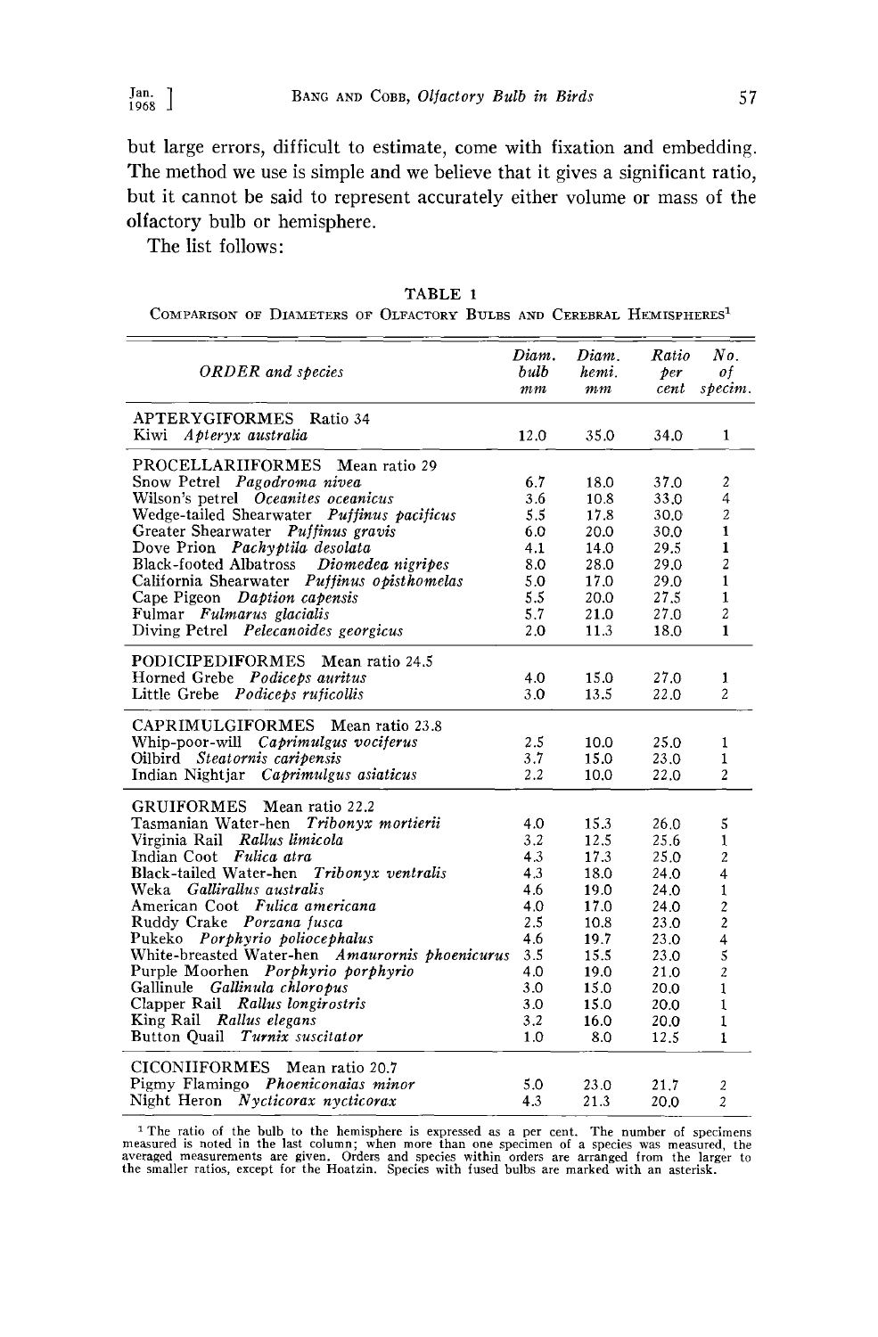but large errors, difficult to estimate, come with fixation and embedding. The method we use is simple and we believe that it gives a significant ratio, but it cannot be said to represent accurately either volume or mass of the olfactory bulb or hemisphere.

The list follows:

TABLE 1
COMPARISON OF DIAMETERS OF OLFACTORY BULBS AND CEREBRAL HEMISPHERES[1]

| *ORDER and species* | *Diam. bulb mm* | *Diam. hemi. mm* | *Ratio per cent* | *No. of specim.* |
|---|---|---|---|---|
| APTERYGIFORMES Ratio 34 | | | | |
| Kiwi *Apteryx australia* | 12.0 | 35.0 | 34.0 | 1 |
| PROCELLARIIFORMES Mean ratio 29 | | | | |
| Snow Petrel *Pagodroma nivea* | 6.7 | 18.0 | 37.0 | 2 |
| Wilson's petrel *Oceanites oceanicus* | 3.6 | 10.8 | 33.0 | 4 |
| Wedge-tailed Shearwater *Puffinus pacificus* | 5.5 | 17.8 | 30.0 | 2 |
| Greater Shearwater *Puffinus gravis* | 6.0 | 20.0 | 30.0 | 1 |
| Dove Prion *Pachyptila desolata* | 4.1 | 14.0 | 29.5 | 1 |
| Black-footed Albatross *Diomedea nigripes* | 8.0 | 28.0 | 29.0 | 2 |
| California Shearwater *Puffinus opisthomelas* | 5.0 | 17.0 | 29.0 | 1 |
| Cape Pigeon *Daption capensis* | 5.5 | 20.0 | 27.5 | 1 |
| Fulmar *Fulmarus glacialis* | 5.7 | 21.0 | 27.0 | 2 |
| Diving Petrel *Pelecanoides georgicus* | 2.0 | 11.3 | 18.0 | 1 |
| PODICIPEDIFORMES Mean ratio 24.5 | | | | |
| Horned Grebe *Podiceps auritus* | 4.0 | 15.0 | 27.0 | 1 |
| Little Grebe *Podiceps ruficollis* | 3.0 | 13.5 | 22.0 | 2 |
| CAPRIMULGIFORMES Mean ratio 23.8 | | | | |
| Whip-poor-will *Caprimulgus vociferus* | 2.5 | 10.0 | 25.0 | 1 |
| Oilbird *Steatornis caripensis* | 3.7 | 15.0 | 23.0 | 1 |
| Indian Nightjar *Caprimulgus asiaticus* | 2.2 | 10.0 | 22.0 | 2 |
| GRUIFORMES Mean ratio 22.2 | | | | |
| Tasmanian Water-hen *Tribonyx mortierii* | 4.0 | 15.3 | 26.0 | 5 |
| Virginia Rail *Rallus limicola* | 3.2 | 12.5 | 25.6 | 1 |
| Indian Coot *Fulica atra* | 4.3 | 17.3 | 25.0 | 2 |
| Black-tailed Water-hen *Tribonyx ventralis* | 4.3 | 18.0 | 24.0 | 4 |
| Weka *Gallirallus australis* | 4.6 | 19.0 | 24.0 | 1 |
| American Coot *Fulica americana* | 4.0 | 17.0 | 24.0 | 2 |
| Ruddy Crake *Porzana fusca* | 2.5 | 10.8 | 23.0 | 2 |
| Pukeko *Porphyrio poliocephalus* | 4.6 | 19.7 | 23.0 | 4 |
| White-breasted Water-hen *Amaurornis phoenicurus* | 3.5 | 15.5 | 23.0 | 5 |
| Purple Moorhen *Porphyrio porphyrio* | 4.0 | 19.0 | 21.0 | 2 |
| Gallinule *Gallinula chloropus* | 3.0 | 15.0 | 20.0 | 1 |
| Clapper Rail *Rallus longirostris* | 3.0 | 15.0 | 20.0 | 1 |
| King Rail *Rallus elegans* | 3.2 | 16.0 | 20.0 | 1 |
| Button Quail *Turnix suscitator* | 1.0 | 8.0 | 12.5 | 1 |
| CICONIIFORMES Mean ratio 20.7 | | | | |
| Pigmy Flamingo *Phoeniconaias minor* | 5.0 | 23.0 | 21.7 | 2 |
| Night Heron *Nycticorax nycticorax* | 4.3 | 21.3 | 20.0 | 2 |

[1] The ratio of the bulb to the hemisphere is expressed as a per cent. The number of specimens measured is noted in the last column; when more than one specimen of a species was measured, the averaged measurements are given. Orders and species within orders are arranged from the larger to the smaller ratios, except for the Hoatzin. Species with fused bulbs are marked with an asterisk.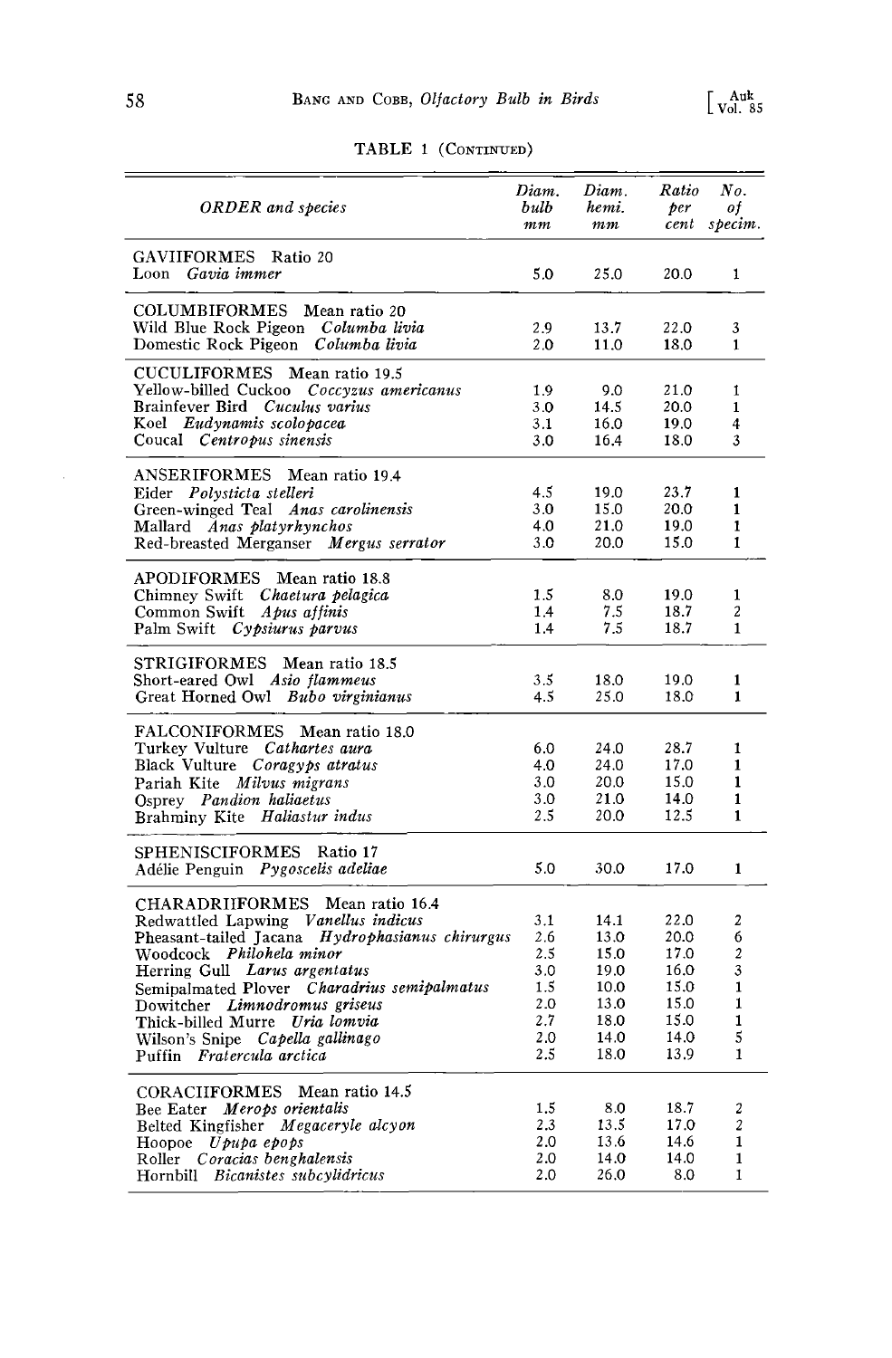TABLE 1 (CONTINUED)

| *ORDER and species* | *Diam. bulb mm* | *Diam. hemi. mm* | *Ratio per cent* | *No. of specim.* |
|---|---|---|---|---|
| GAVIIFORMES Ratio 20 | | | | |
| Loon *Gavia immer* | 5.0 | 25.0 | 20.0 | 1 |
| COLUMBIFORMES Mean ratio 20 | | | | |
| Wild Blue Rock Pigeon *Columba livia* | 2.9 | 13.7 | 22.0 | 3 |
| Domestic Rock Pigeon *Columba livia* | 2.0 | 11.0 | 18.0 | 1 |
| CUCULIFORMES Mean ratio 19.5 | | | | |
| Yellow-billed Cuckoo *Coccyzus americanus* | 1.9 | 9.0 | 21.0 | 1 |
| Brainfever Bird *Cuculus varius* | 3.0 | 14.5 | 20.0 | 1 |
| Koel *Eudynamis scolopacea* | 3.1 | 16.0 | 19.0 | 4 |
| Coucal *Centropus sinensis* | 3.0 | 16.4 | 18.0 | 3 |
| ANSERIFORMES Mean ratio 19.4 | | | | |
| Eider *Polysticta stelleri* | 4.5 | 19.0 | 23.7 | 1 |
| Green-winged Teal *Anas carolinensis* | 3.0 | 15.0 | 20.0 | 1 |
| Mallard *Anas platyrhynchos* | 4.0 | 21.0 | 19.0 | 1 |
| Red-breasted Merganser *Mergus serrator* | 3.0 | 20.0 | 15.0 | 1 |
| APODIFORMES Mean ratio 18.8 | | | | |
| Chimney Swift *Chaetura pelagica* | 1.5 | 8.0 | 19.0 | 1 |
| Common Swift *Apus affinis* | 1.4 | 7.5 | 18.7 | 2 |
| Palm Swift *Cypsiurus parvus* | 1.4 | 7.5 | 18.7 | 1 |
| STRIGIFORMES Mean ratio 18.5 | | | | |
| Short-eared Owl *Asio flammeus* | 3.5 | 18.0 | 19.0 | 1 |
| Great Horned Owl *Bubo virginianus* | 4.5 | 25.0 | 18.0 | 1 |
| FALCONIFORMES Mean ratio 18.0 | | | | |
| Turkey Vulture *Cathartes aura* | 6.0 | 24.0 | 28.7 | 1 |
| Black Vulture *Coragyps atratus* | 4.0 | 24.0 | 17.0 | 1 |
| Pariah Kite *Milvus migrans* | 3.0 | 20.0 | 15.0 | 1 |
| Osprey *Pandion haliaetus* | 3.0 | 21.0 | 14.0 | 1 |
| Brahminy Kite *Haliastur indus* | 2.5 | 20.0 | 12.5 | 1 |
| SPHENISCIFORMES Ratio 17 | | | | |
| Adélie Penguin *Pygoscelis adeliae* | 5.0 | 30.0 | 17.0 | 1 |
| CHARADRIIFORMES Mean ratio 16.4 | | | | |
| Redwattled Lapwing *Vanellus indicus* | 3.1 | 14.1 | 22.0 | 2 |
| Pheasant-tailed Jacana *Hydrophasianus chirurgus* | 2.6 | 13.0 | 20.0 | 6 |
| Woodcock *Philohela minor* | 2.5 | 15.0 | 17.0 | 2 |
| Herring Gull *Larus argentatus* | 3.0 | 19.0 | 16.0 | 3 |
| Semipalmated Plover *Charadrius semipalmatus* | 1.5 | 10.0 | 15.0 | 1 |
| Dowitcher *Limnodromus griseus* | 2.0 | 13.0 | 15.0 | 1 |
| Thick-billed Murre *Uria lomvia* | 2.7 | 18.0 | 15.0 | 1 |
| Wilson's Snipe *Capella gallinago* | 2.0 | 14.0 | 14.0 | 5 |
| Puffin *Fratercula arctica* | 2.5 | 18.0 | 13.9 | 1 |
| CORACIIFORMES Mean ratio 14.5 | | | | |
| Bee Eater *Merops orientalis* | 1.5 | 8.0 | 18.7 | 2 |
| Belted Kingfisher *Megaceryle alcyon* | 2.3 | 13.5 | 17.0 | 2 |
| Hoopoe *Upupa epops* | 2.0 | 13.6 | 14.6 | 1 |
| Roller *Coracias benghalensis* | 2.0 | 14.0 | 14.0 | 1 |
| Hornbill *Bicanistes subcylidricus* | 2.0 | 26.0 | 8.0 | 1 |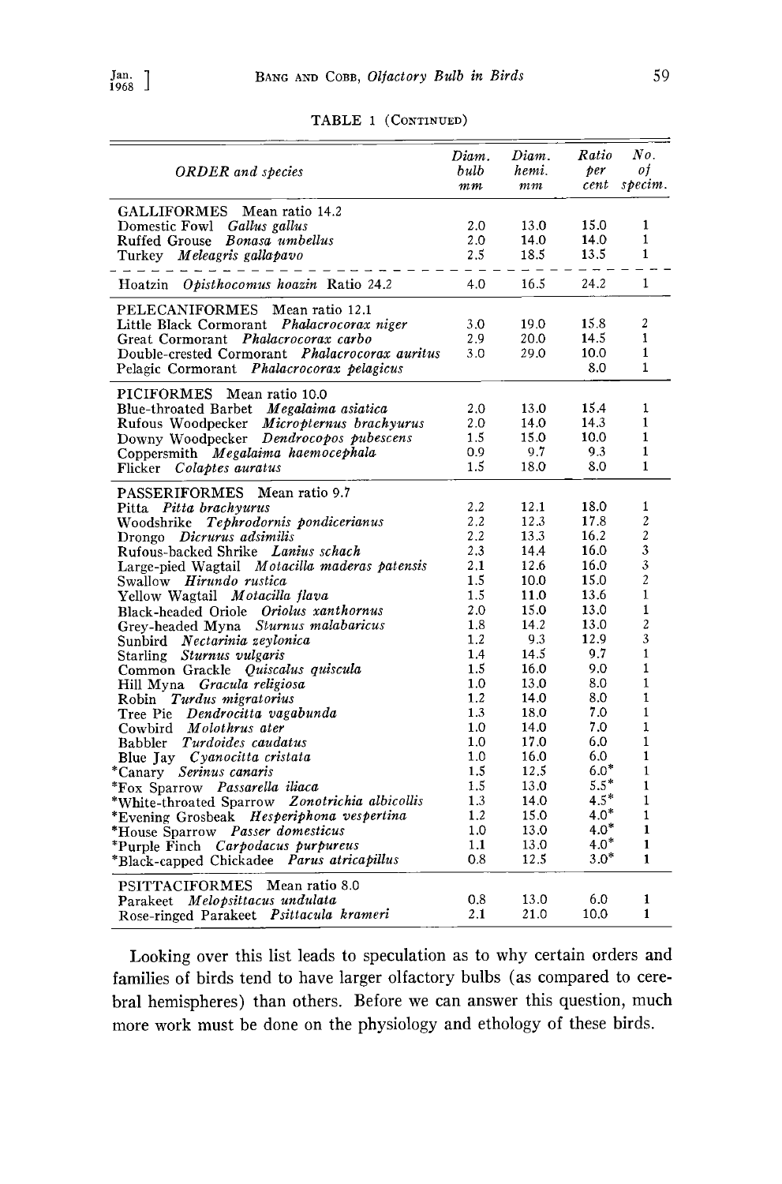TABLE 1 (CONTINUED)

| *ORDER and species* | *Diam. bulb mm* | *Diam. hemi. mm* | *Ratio per cent* | *No. of specim.* |
|---|---|---|---|---|
| GALLIFORMES Mean ratio 14.2 | | | | |
| Domestic Fowl *Gallus gallus* | 2.0 | 13.0 | 15.0 | 1 |
| Ruffed Grouse *Bonasa umbellus* | 2.0 | 14.0 | 14.0 | 1 |
| Turkey *Meleagris gallapavo* | 2.5 | 18.5 | 13.5 | 1 |
| Hoatzin *Opisthocomus hoazin* Ratio 24.2 | 4.0 | 16.5 | 24.2 | 1 |
| PELECANIFORMES Mean ratio 12.1 | | | | |
| Little Black Cormorant *Phalacrocorax niger* | 3.0 | 19.0 | 15.8 | 2 |
| Great Cormorant *Phalacrocorax carbo* | 2.9 | 20.0 | 14.5 | 1 |
| Double-crested Cormorant *Phalacrocorax auritus* | 3.0 | 29.0 | 10.0 | 1 |
| Pelagic Cormorant *Phalacrocorax pelagicus* | | | 8.0 | 1 |
| PICIFORMES Mean ratio 10.0 | | | | |
| Blue-throated Barbet *Megalaima asiatica* | 2.0 | 13.0 | 15.4 | 1 |
| Rufous Woodpecker *Micropternus brachyurus* | 2.0 | 14.0 | 14.3 | 1 |
| Downy Woodpecker *Dendrocopos pubescens* | 1.5 | 15.0 | 10.0 | 1 |
| Coppersmith *Megalaima haemocephala* | 0.9 | 9.7 | 9.3 | 1 |
| Flicker *Colaptes auratus* | 1.5 | 18.0 | 8.0 | 1 |
| PASSERIFORMES Mean ratio 9.7 | | | | |
| Pitta *Pitta brachyurus* | 2.2 | 12.1 | 18.0 | 1 |
| Woodshrike *Tephrodornis pondicerianus* | 2.2 | 12.3 | 17.8 | 2 |
| Drongo *Dicrurus adsimilis* | 2.2 | 13.3 | 16.2 | 2 |
| Rufous-backed Shrike *Lanius schach* | 2.3 | 14.4 | 16.0 | 3 |
| Large-pied Wagtail *Motacilla maderas patensis* | 2.1 | 12.6 | 16.0 | 3 |
| Swallow *Hirundo rustica* | 1.5 | 10.0 | 15.0 | 2 |
| Yellow Wagtail *Motacilla flava* | 1.5 | 11.0 | 13.6 | 1 |
| Black-headed Oriole *Oriolus xanthornus* | 2.0 | 15.0 | 13.0 | 1 |
| Grey-headed Myna *Sturnus malabaricus* | 1.8 | 14.2 | 13.0 | 2 |
| Sunbird *Nectarinia zeylonica* | 1.2 | 9.3 | 12.9 | 3 |
| Starling *Sturnus vulgaris* | 1.4 | 14.5 | 9.7 | 1 |
| Common Grackle *Quiscalus quiscula* | 1.5 | 16.0 | 9.0 | 1 |
| Hill Myna *Gracula religiosa* | 1.0 | 13.0 | 8.0 | 1 |
| Robin *Turdus migratorius* | 1.2 | 14.0 | 8.0 | 1 |
| Tree Pie *Dendrocitta vagabunda* | 1.3 | 18.0 | 7.0 | 1 |
| Cowbird *Molothrus ater* | 1.0 | 14.0 | 7.0 | 1 |
| Babbler *Turdoides caudatus* | 1.0 | 17.0 | 6.0 | 1 |
| Blue Jay *Cyanocitta cristata* | 1.0 | 16.0 | 6.0 | 1 |
| *Canary *Serinus canaris* | 1.5 | 12.5 | 6.0* | 1 |
| *Fox Sparrow *Passarella iliaca* | 1.5 | 13.0 | 5.5* | 1 |
| *White-throated Sparrow *Zonotrichia albicollis* | 1.3 | 14.0 | 4.5* | 1 |
| *Evening Grosbeak *Hesperiphona vespertina* | 1.2 | 15.0 | 4.0* | 1 |
| *House Sparrow *Passer domesticus* | 1.0 | 13.0 | 4.0* | 1 |
| *Purple Finch *Carpodacus purpureus* | 1.1 | 13.0 | 4.0* | 1 |
| *Black-capped Chickadee *Parus atricapillus* | 0.8 | 12.5 | 3.0* | 1 |
| PSITTACIFORMES Mean ratio 8.0 | | | | |
| Parakeet *Melopsittacus undulata* | 0.8 | 13.0 | 6.0 | 1 |
| Rose-ringed Parakeet *Psittacula krameri* | 2.1 | 21.0 | 10.0 | 1 |

Looking over this list leads to speculation as to why certain orders and families of birds tend to have larger olfactory bulbs (as compared to cerebral hemispheres) than others. Before we can answer this question, much more work must be done on the physiology and ethology of these birds.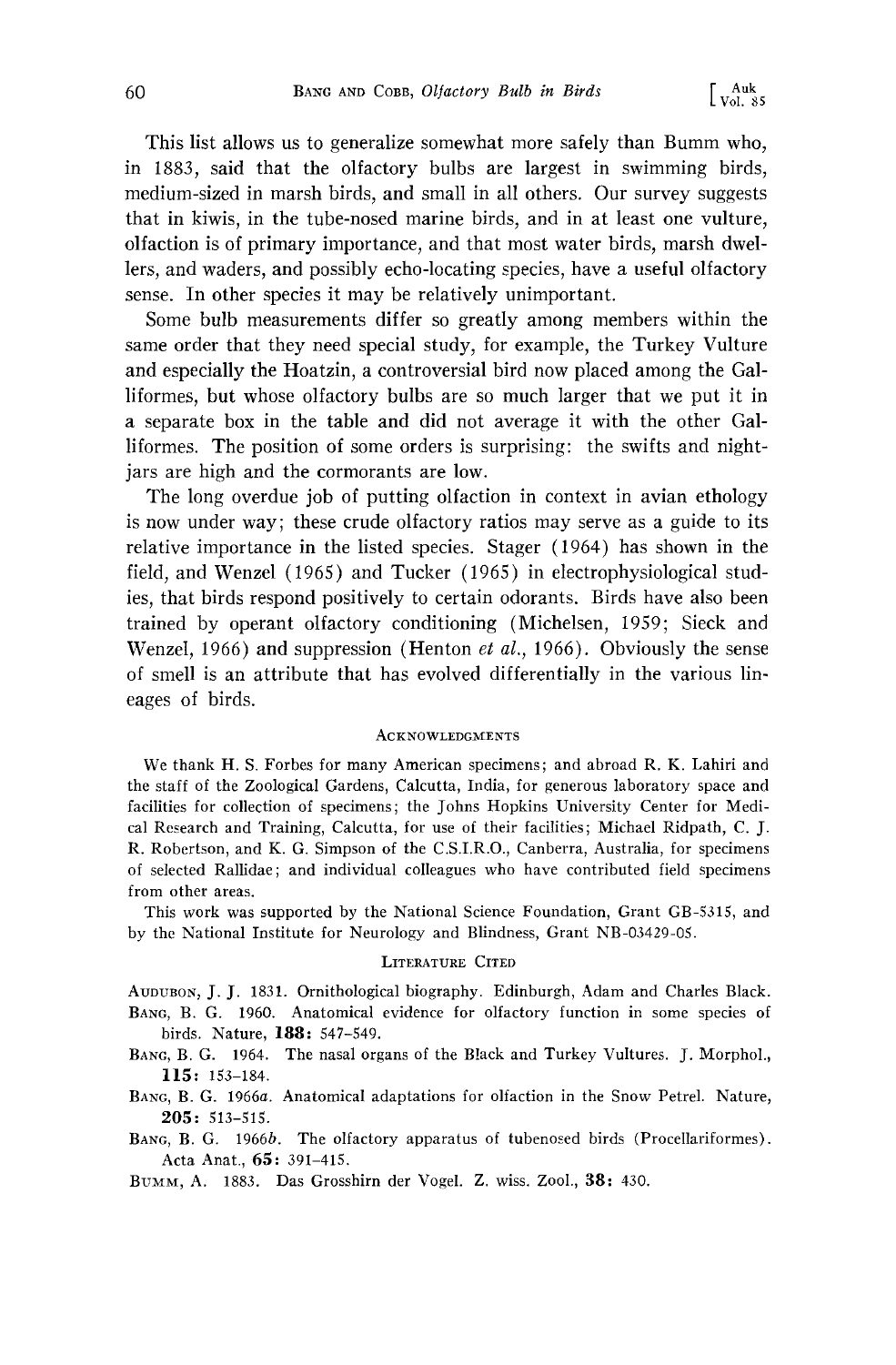This list allows us to generalize somewhat more safely than Bumm who, in 1883, said that the olfactory bulbs are largest in swimming birds, medium-sized in marsh birds, and small in all others. Our survey suggests that in kiwis, in the tube-nosed marine birds, and in at least one vulture, olfaction is of primary importance, and that most water birds, marsh dwellers, and waders, and possibly echo-locating species, have a useful olfactory sense. In other species it may be relatively unimportant.

Some bulb measurements differ so greatly among members within the same order that they need special study, for example, the Turkey Vulture and especially the Hoatzin, a controversial bird now placed among the Galliformes, but whose olfactory bulbs are so much larger that we put it in a separate box in the table and did not average it with the other Galliformes. The position of some orders is surprising: the swifts and nightjars are high and the cormorants are low.

The long overdue job of putting olfaction in context in avian ethology is now under way; these crude olfactory ratios may serve as a guide to its relative importance in the listed species. Stager (1964) has shown in the field, and Wenzel (1965) and Tucker (1965) in electrophysiological studies, that birds respond positively to certain odorants. Birds have also been trained by operant olfactory conditioning (Michelsen, 1959; Sieck and Wenzel, 1966) and suppression (Henton *et al.*, 1966). Obviously the sense of smell is an attribute that has evolved differentially in the various lineages of birds.

## ACKNOWLEDGMENTS

We thank H. S. Forbes for many American specimens; and abroad R. K. Lahiri and the staff of the Zoological Gardens, Calcutta, India, for generous laboratory space and facilities for collection of specimens; the Johns Hopkins University Center for Medical Research and Training, Calcutta, for use of their facilities; Michael Ridpath, C. J. R. Robertson, and K. G. Simpson of the C.S.I.R.O., Canberra, Australia, for specimens of selected Rallidae; and individual colleagues who have contributed field specimens from other areas.

This work was supported by the National Science Foundation, Grant GB-5315, and by the National Institute for Neurology and Blindness, Grant NB-03429-05.

## LITERATURE CITED

AUDUBON, J. J. 1831. Ornithological biography. Edinburgh, Adam and Charles Black.

BANG, B. G. 1960. Anatomical evidence for olfactory function in some species of birds. Nature, **188:** 547–549.

BANG, B. G. 1964. The nasal organs of the Black and Turkey Vultures. J. Morphol., **115:** 153–184.

BANG, B. G. 1966*a*. Anatomical adaptations for olfaction in the Snow Petrel. Nature, **205:** 513–515.

BANG, B. G. 1966*b*. The olfactory apparatus of tubenosed birds (Procellariformes). Acta Anat., **65:** 391–415.

BUMM, A. 1883. Das Grosshirn der Vogel. Z. wiss. Zool., **38:** 430.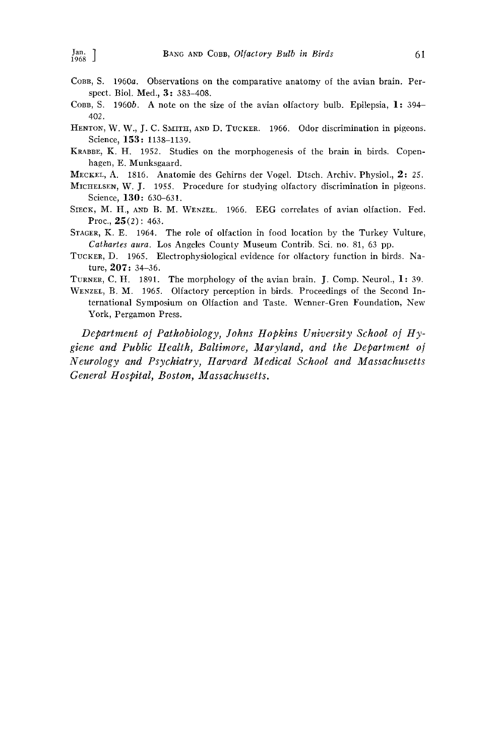COBB, S. 1960*a*. Observations on the comparative anatomy of the avian brain. Perspect. Biol. Med., **3**: 383–408.

COBB, S. 1960*b*. A note on the size of the avian olfactory bulb. Epilepsia, **1**: 394–402.

HENTON, W. W., J. C. SMITH, AND D. TUCKER. 1966. Odor discrimination in pigeons. Science, **153**: 1138–1139.

KRABBE, K. H. 1952. Studies on the morphogenesis of the brain in birds. Copenhagen, E. Munksgaard.

MECKEL, A. 1816. Anatomie des Gehirns der Vogel. Dtsch. Archiv. Physiol., **2**: 25.

MICHELSEN, W. J. 1955. Procedure for studying olfactory discrimination in pigeons. Science, **130**: 630–631.

SIECK, M. H., AND B. M. WENZEL. 1966. EEG correlates of avian olfaction. Fed. Proc., **25**(2): 463.

STAGER, K. E. 1964. The role of olfaction in food location by the Turkey Vulture, *Cathartes aura*. Los Angeles County Museum Contrib. Sci. no. 81, 63 pp.

TUCKER, D. 1965. Electrophysiological evidence for olfactory function in birds. Nature, **207**: 34–36.

TURNER, C. H. 1891. The morphology of the avian brain. J. Comp. Neurol., **1**: 39.

WENZEL, B. M. 1965. Olfactory perception in birds. Proceedings of the Second International Symposium on Olfaction and Taste. Wenner-Gren Foundation, New York, Pergamon Press.

*Department of Pathobiology, Johns Hopkins University School of Hygiene and Public Health, Baltimore, Maryland, and the Department of Neurology and Psychiatry, Harvard Medical School and Massachusetts General Hospital, Boston, Massachusetts.*